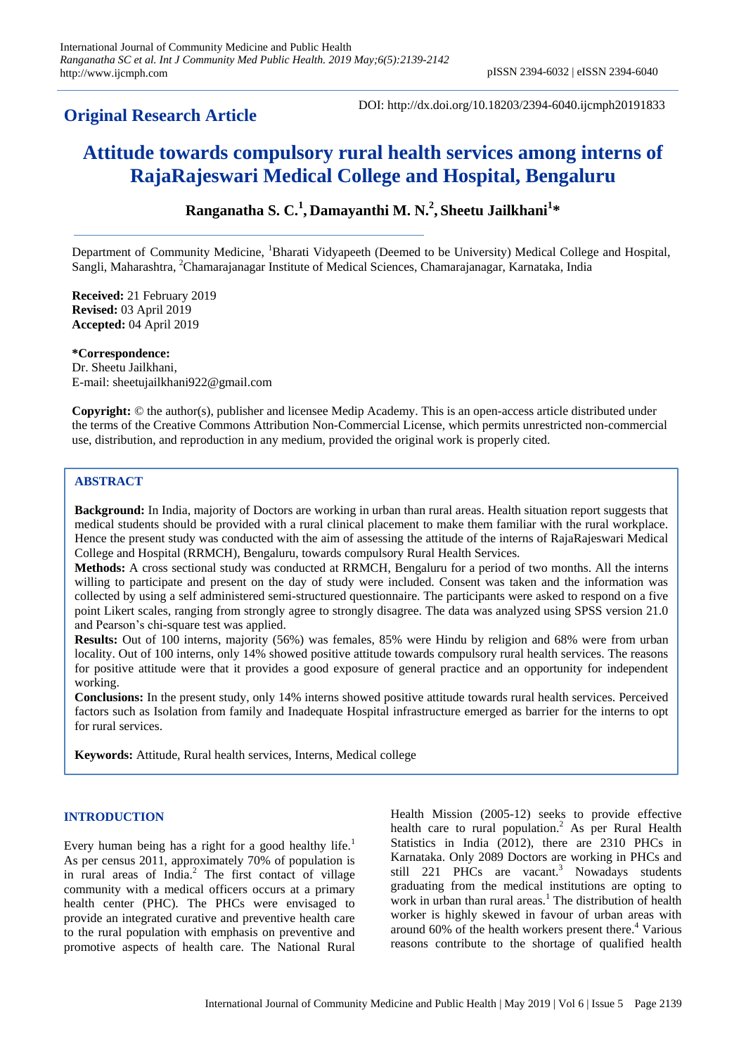## Original Research Article

DOI: http://dx.doi.org/10.18203/2394-6040.ijcmph20191833

# Attitude towards compulsory rural health services among interns of RajaRajeswari Medical College and Hospital, Bengaluru

**Ranganatha S. C.[1], Damayanthi M. N.[2], Sheetu Jailkhani[1]***

Department of Community Medicine, [1]Bharati Vidyapeeth (Deemed to be University) Medical College and Hospital, Sangli, Maharashtra, [2]Chamarajanagar Institute of Medical Sciences, Chamarajanagar, Karnataka, India

**Received:** 21 February 2019
**Revised:** 03 April 2019
**Accepted:** 04 April 2019

***Correspondence:**
Dr. Sheetu Jailkhani,
E-mail: sheetujailkhani922@gmail.com

**Copyright:** © the author(s), publisher and licensee Medip Academy. This is an open-access article distributed under the terms of the Creative Commons Attribution Non-Commercial License, which permits unrestricted non-commercial use, distribution, and reproduction in any medium, provided the original work is properly cited.

## ABSTRACT

**Background:** In India, majority of Doctors are working in urban than rural areas. Health situation report suggests that medical students should be provided with a rural clinical placement to make them familiar with the rural workplace. Hence the present study was conducted with the aim of assessing the attitude of the interns of RajaRajeswari Medical College and Hospital (RRMCH), Bengaluru, towards compulsory Rural Health Services.

**Methods:** A cross sectional study was conducted at RRMCH, Bengaluru for a period of two months. All the interns willing to participate and present on the day of study were included. Consent was taken and the information was collected by using a self administered semi-structured questionnaire. The participants were asked to respond on a five point Likert scales, ranging from strongly agree to strongly disagree. The data was analyzed using SPSS version 21.0 and Pearson's chi-square test was applied.

**Results:** Out of 100 interns, majority (56%) was females, 85% were Hindu by religion and 68% were from urban locality. Out of 100 interns, only 14% showed positive attitude towards compulsory rural health services. The reasons for positive attitude were that it provides a good exposure of general practice and an opportunity for independent working.

**Conclusions:** In the present study, only 14% interns showed positive attitude towards rural health services. Perceived factors such as Isolation from family and Inadequate Hospital infrastructure emerged as barrier for the interns to opt for rural services.

**Keywords:** Attitude, Rural health services, Interns, Medical college

## INTRODUCTION

Every human being has a right for a good healthy life.[1] As per census 2011, approximately 70% of population is in rural areas of India.[2] The first contact of village community with a medical officers occurs at a primary health center (PHC). The PHCs were envisaged to provide an integrated curative and preventive health care to the rural population with emphasis on preventive and promotive aspects of health care. The National Rural Health Mission (2005-12) seeks to provide effective health care to rural population.[2] As per Rural Health Statistics in India (2012), there are 2310 PHCs in Karnataka. Only 2089 Doctors are working in PHCs and still 221 PHCs are vacant.[3] Nowadays students graduating from the medical institutions are opting to work in urban than rural areas.[1] The distribution of health worker is highly skewed in favour of urban areas with around 60% of the health workers present there.[4] Various reasons contribute to the shortage of qualified health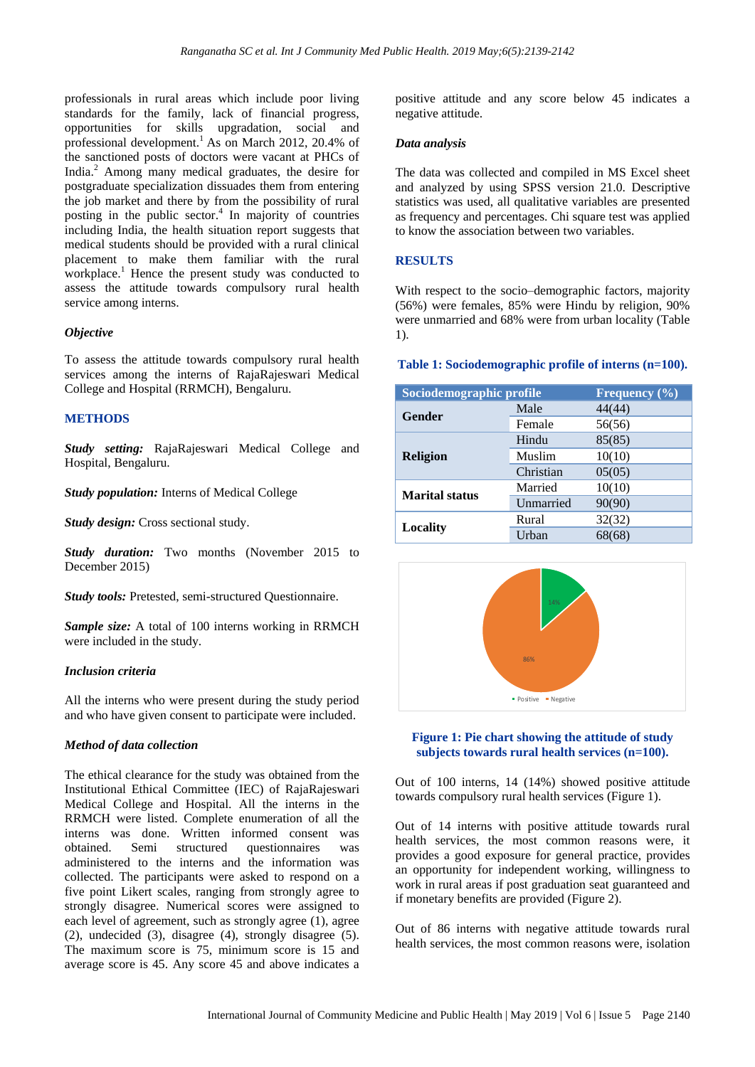professionals in rural areas which include poor living standards for the family, lack of financial progress, opportunities for skills upgradation, social and professional development.[1] As on March 2012, 20.4% of the sanctioned posts of doctors were vacant at PHCs of India.[2] Among many medical graduates, the desire for postgraduate specialization dissuades them from entering the job market and there by from the possibility of rural posting in the public sector.[4] In majority of countries including India, the health situation report suggests that medical students should be provided with a rural clinical placement to make them familiar with the rural workplace.[1] Hence the present study was conducted to assess the attitude towards compulsory rural health service among interns.

### *Objective*

To assess the attitude towards compulsory rural health services among the interns of RajaRajeswari Medical College and Hospital (RRMCH), Bengaluru.

## METHODS

***Study setting:*** RajaRajeswari Medical College and Hospital, Bengaluru.

***Study population:*** Interns of Medical College

***Study design:*** Cross sectional study.

***Study duration:*** Two months (November 2015 to December 2015)

***Study tools:*** Pretested, semi-structured Questionnaire.

***Sample size:*** A total of 100 interns working in RRMCH were included in the study.

### *Inclusion criteria*

All the interns who were present during the study period and who have given consent to participate were included.

### *Method of data collection*

The ethical clearance for the study was obtained from the Institutional Ethical Committee (IEC) of RajaRajeswari Medical College and Hospital. All the interns in the RRMCH were listed. Complete enumeration of all the interns was done. Written informed consent was obtained. Semi structured questionnaires was administered to the interns and the information was collected. The participants were asked to respond on a five point Likert scales, ranging from strongly agree to strongly disagree. Numerical scores were assigned to each level of agreement, such as strongly agree (1), agree (2), undecided (3), disagree (4), strongly disagree (5). The maximum score is 75, minimum score is 15 and average score is 45. Any score 45 and above indicates a positive attitude and any score below 45 indicates a negative attitude.

### *Data analysis*

The data was collected and compiled in MS Excel sheet and analyzed by using SPSS version 21.0. Descriptive statistics was used, all qualitative variables are presented as frequency and percentages. Chi square test was applied to know the association between two variables.

## RESULTS

With respect to the socio–demographic factors, majority (56%) were females, 85% were Hindu by religion, 90% were unmarried and 68% were from urban locality (Table 1).

**Table 1: Sociodemographic profile of interns (n=100).**

| Sociodemographic profile | | Frequency (%) |
|---|---|---|
| **Gender** | Male | 44(44) |
| | Female | 56(56) |
| **Religion** | Hindu | 85(85) |
| | Muslim | 10(10) |
| | Christian | 05(05) |
| **Marital status** | Married | 10(10) |
| | Unmarried | 90(90) |
| **Locality** | Rural | 32(32) |
| | Urban | 68(68) |

14%

86%

Positive  Negative

**Figure 1: Pie chart showing the attitude of study subjects towards rural health services (n=100).**

Out of 100 interns, 14 (14%) showed positive attitude towards compulsory rural health services (Figure 1).

Out of 14 interns with positive attitude towards rural health services, the most common reasons were, it provides a good exposure for general practice, provides an opportunity for independent working, willingness to work in rural areas if post graduation seat guaranteed and if monetary benefits are provided (Figure 2).

Out of 86 interns with negative attitude towards rural health services, the most common reasons were, isolation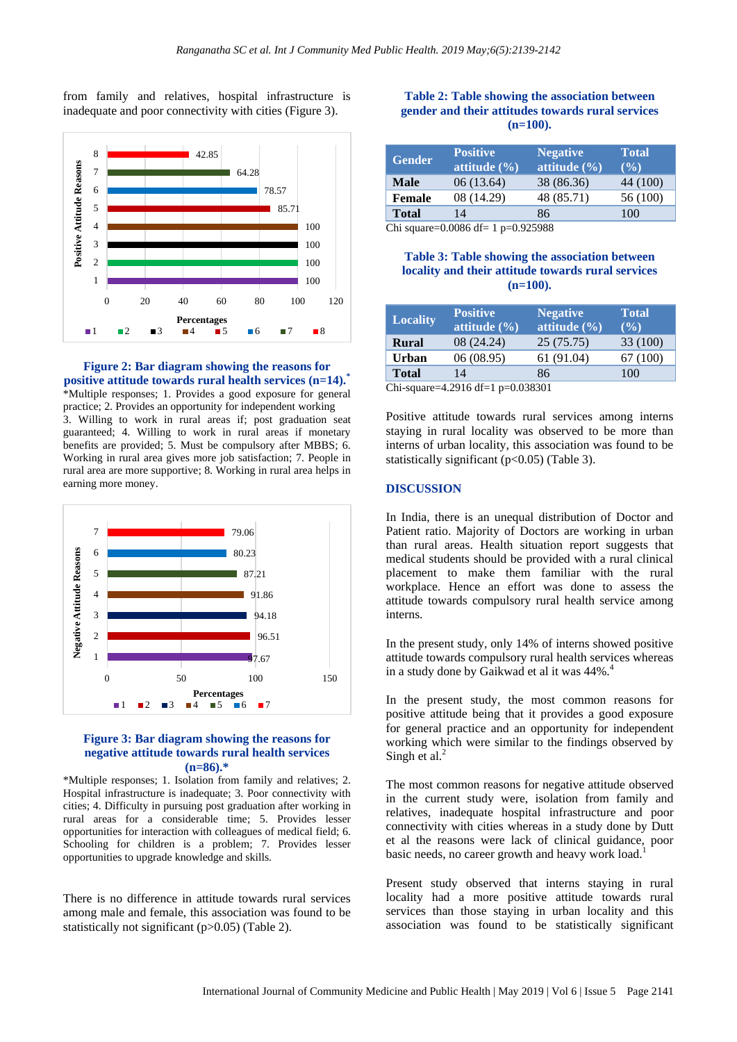from family and relatives, hospital infrastructure is inadequate and poor connectivity with cities (Figure 3).

Positive Attitude Reasons
8 42.85
7 64.28
6 78.57
5 85.71
4 100
3 100
2 100
1 100
0 20 40 60 80 100 120
Percentages
1 2 3 4 5 6 7 8

**Figure 2: Bar diagram showing the reasons for positive attitude towards rural health services (n=14).***

*Multiple responses; 1. Provides a good exposure for general practice; 2. Provides an opportunity for independent working 3. Willing to work in rural areas if; post graduation seat guaranteed; 4. Willing to work in rural areas if monetary benefits are provided; 5. Must be compulsory after MBBS; 6. Working in rural area gives more job satisfaction; 7. People in rural area are more supportive; 8. Working in rural area helps in earning more money.

Negative Attitude Reasons
7 79.06
6 80.23
5 87.21
4 91.86
3 94.18
2 96.51
1 97.67
0 50 100 150
Percentages
1 2 3 4 5 6 7

**Figure 3: Bar diagram showing the reasons for negative attitude towards rural health services (n=86).***

*Multiple responses; 1. Isolation from family and relatives; 2. Hospital infrastructure is inadequate; 3. Poor connectivity with cities; 4. Difficulty in pursuing post graduation after working in rural areas for a considerable time; 5. Provides lesser opportunities for interaction with colleagues of medical field; 6. Schooling for children is a problem; 7. Provides lesser opportunities to upgrade knowledge and skills.

There is no difference in attitude towards rural services among male and female, this association was found to be statistically not significant (p>0.05) (Table 2).

**Table 2: Table showing the association between gender and their attitudes towards rural services (n=100).**

| Gender | Positive attitude (%) | Negative attitude (%) | Total (%) |
|---|---|---|---|
| **Male** | 06 (13.64) | 38 (86.36) | 44 (100) |
| **Female** | 08 (14.29) | 48 (85.71) | 56 (100) |
| **Total** | 14 | 86 | 100 |

Chi square=0.0086 df= 1 p=0.925988

**Table 3: Table showing the association between locality and their attitude towards rural services (n=100).**

| Locality | Positive attitude (%) | Negative attitude (%) | Total (%) |
|---|---|---|---|
| **Rural** | 08 (24.24) | 25 (75.75) | 33 (100) |
| **Urban** | 06 (08.95) | 61 (91.04) | 67 (100) |
| **Total** | 14 | 86 | 100 |

Chi-square=4.2916 df=1 p=0.038301

Positive attitude towards rural services among interns staying in rural locality was observed to be more than interns of urban locality, this association was found to be statistically significant (p<0.05) (Table 3).

## DISCUSSION

In India, there is an unequal distribution of Doctor and Patient ratio. Majority of Doctors are working in urban than rural areas. Health situation report suggests that medical students should be provided with a rural clinical placement to make them familiar with the rural workplace. Hence an effort was done to assess the attitude towards compulsory rural health service among interns.

In the present study, only 14% of interns showed positive attitude towards compulsory rural health services whereas in a study done by Gaikwad et al it was 44%.[4]

In the present study, the most common reasons for positive attitude being that it provides a good exposure for general practice and an opportunity for independent working which were similar to the findings observed by Singh et al.[2]

The most common reasons for negative attitude observed in the current study were, isolation from family and relatives, inadequate hospital infrastructure and poor connectivity with cities whereas in a study done by Dutt et al the reasons were lack of clinical guidance, poor basic needs, no career growth and heavy work load.[1]

Present study observed that interns staying in rural locality had a more positive attitude towards rural services than those staying in urban locality and this association was found to be statistically significant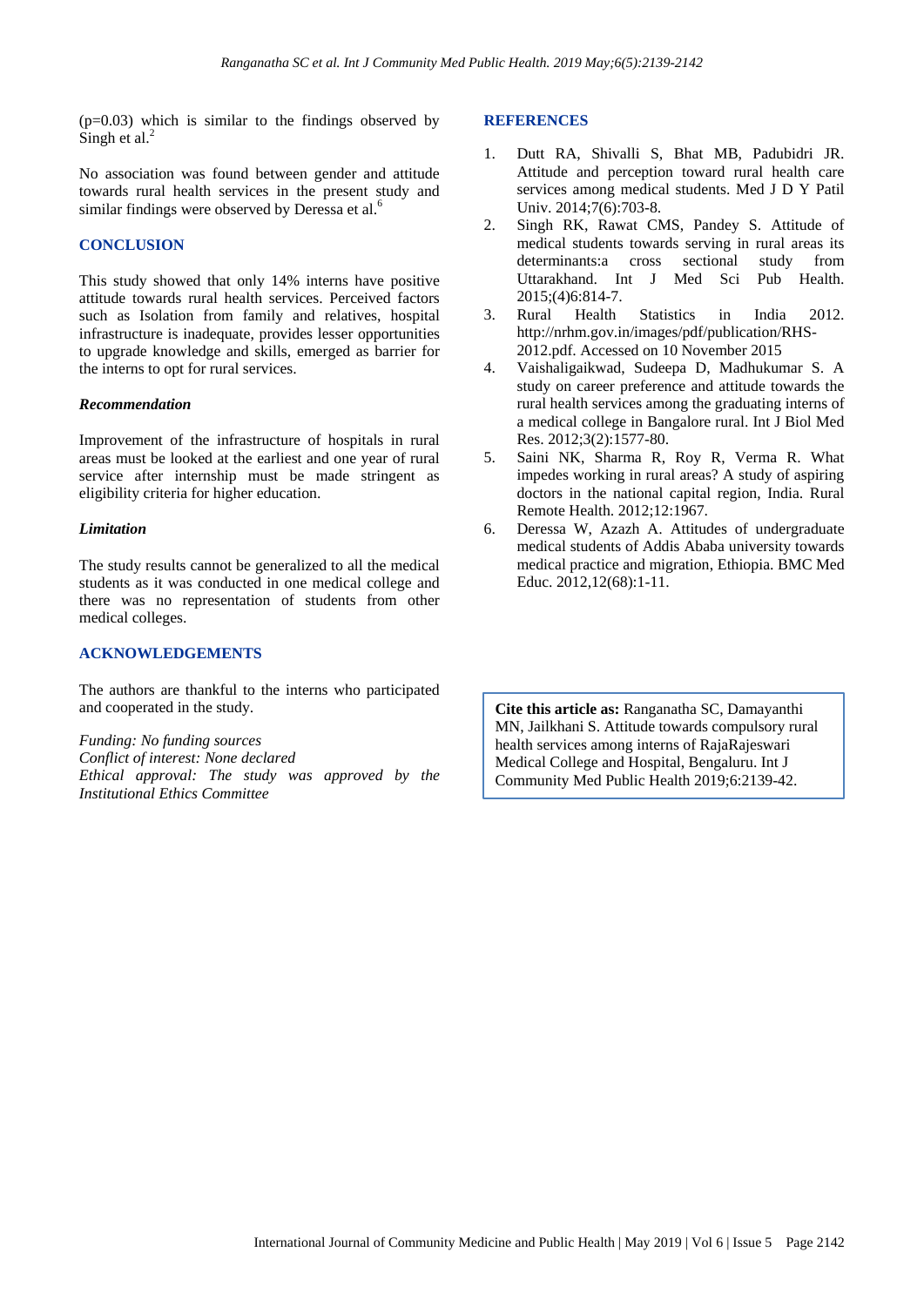(p=0.03) which is similar to the findings observed by Singh et al.[2]

No association was found between gender and attitude towards rural health services in the present study and similar findings were observed by Deressa et al.[6]

## CONCLUSION

This study showed that only 14% interns have positive attitude towards rural health services. Perceived factors such as Isolation from family and relatives, hospital infrastructure is inadequate, provides lesser opportunities to upgrade knowledge and skills, emerged as barrier for the interns to opt for rural services.

### *Recommendation*

Improvement of the infrastructure of hospitals in rural areas must be looked at the earliest and one year of rural service after internship must be made stringent as eligibility criteria for higher education.

### *Limitation*

The study results cannot be generalized to all the medical students as it was conducted in one medical college and there was no representation of students from other medical colleges.

## ACKNOWLEDGEMENTS

The authors are thankful to the interns who participated and cooperated in the study.

*Funding: No funding sources*
*Conflict of interest: None declared*
*Ethical approval: The study was approved by the Institutional Ethics Committee*

## REFERENCES

1. Dutt RA, Shivalli S, Bhat MB, Padubidri JR. Attitude and perception toward rural health care services among medical students. Med J D Y Patil Univ. 2014;7(6):703-8.
2. Singh RK, Rawat CMS, Pandey S. Attitude of medical students towards serving in rural areas its determinants:a cross sectional study from Uttarakhand. Int J Med Sci Pub Health. 2015;(4)6:814-7.
3. Rural Health Statistics in India 2012. http://nrhm.gov.in/images/pdf/publication/RHS-2012.pdf. Accessed on 10 November 2015
4. Vaishaligaikwad, Sudeepa D, Madhukumar S. A study on career preference and attitude towards the rural health services among the graduating interns of a medical college in Bangalore rural. Int J Biol Med Res. 2012;3(2):1577-80.
5. Saini NK, Sharma R, Roy R, Verma R. What impedes working in rural areas? A study of aspiring doctors in the national capital region, India. Rural Remote Health. 2012;12:1967.
6. Deressa W, Azazh A. Attitudes of undergraduate medical students of Addis Ababa university towards medical practice and migration, Ethiopia. BMC Med Educ. 2012,12(68):1-11.

**Cite this article as:** Ranganatha SC, Damayanthi MN, Jailkhani S. Attitude towards compulsory rural health services among interns of RajaRajeswari Medical College and Hospital, Bengaluru. Int J Community Med Public Health 2019;6:2139-42.